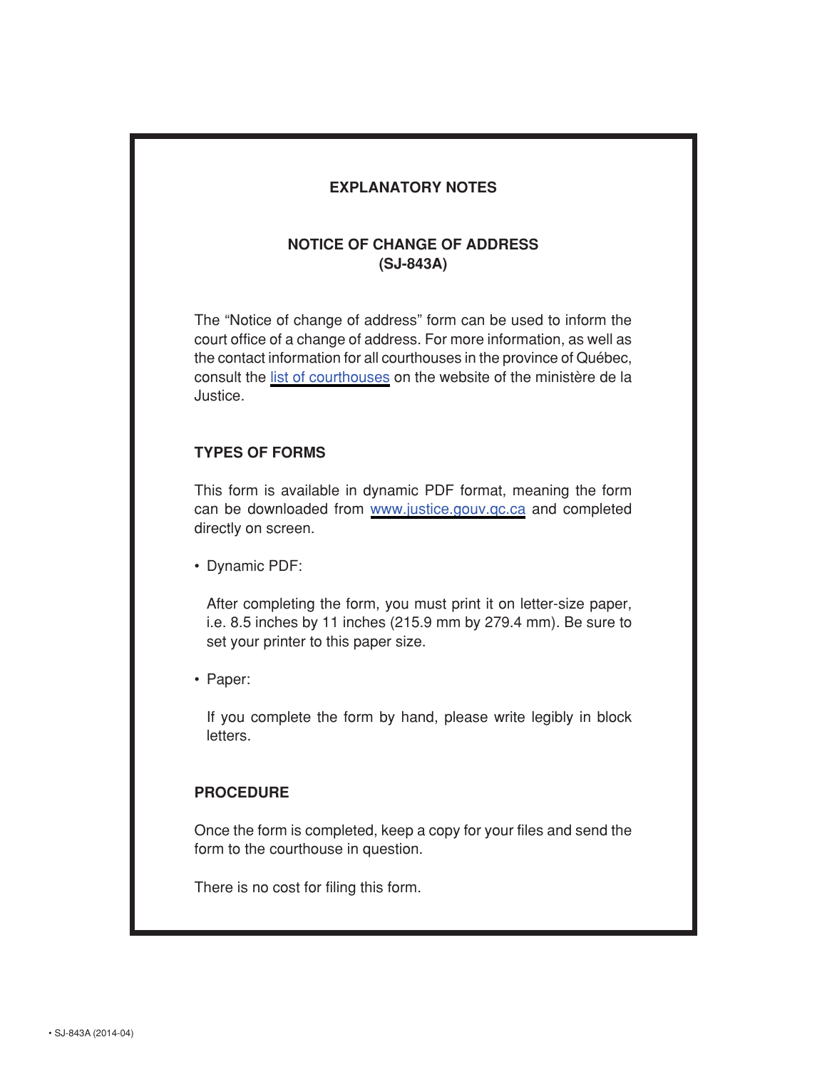# EXPLANATORY NOTES

## NOTICE OF CHANGE OF ADDRESS
## (SJ-843A)

The "Notice of change of address" form can be used to inform the court office of a change of address. For more information, as well as the contact information for all courthouses in the province of Québec, consult the list of courthouses on the website of the ministère de la Justice.

### TYPES OF FORMS

This form is available in dynamic PDF format, meaning the form can be downloaded from www.justice.gouv.qc.ca and completed directly on screen.

- Dynamic PDF:

  After completing the form, you must print it on letter-size paper, i.e. 8.5 inches by 11 inches (215.9 mm by 279.4 mm). Be sure to set your printer to this paper size.

- Paper:

  If you complete the form by hand, please write legibly in block letters.

### PROCEDURE

Once the form is completed, keep a copy for your files and send the form to the courthouse in question.

There is no cost for filing this form.

• SJ-843A (2014-04)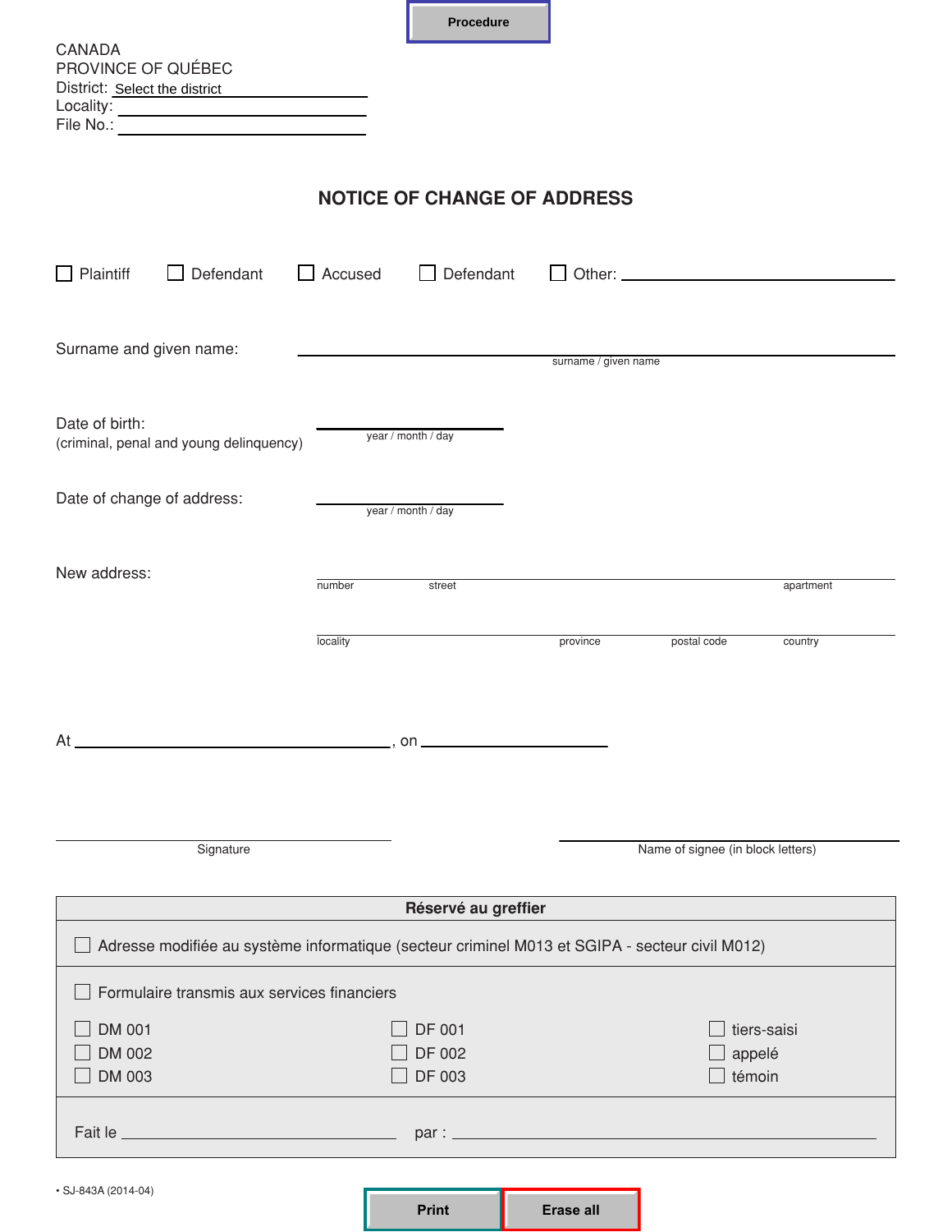Procedure

CANADA
PROVINCE OF QUÉBEC
District: Select the district
Locality: ______________________
File No.: ______________________

# NOTICE OF CHANGE OF ADDRESS

☐ Plaintiff ☐ Defendant ☐ Accused ☐ Defendant ☐ Other: ______________________

Surname and given name: ______________________
surname / given name

Date of birth:
(criminal, penal and young delinquency) ______________________
year / month / day

Date of change of address: ______________________
year / month / day

New address: ______________________
number street apartment

______________________
locality province postal code country

At ______________________, on ______________________

______________________
Signature

______________________
Name of signee (in block letters)

| **Réservé au greffier** | | |
|---|---|---|
| ☐ Adresse modifiée au système informatique (secteur criminel M013 et SGIPA - secteur civil M012) | | |
| ☐ Formulaire transmis aux services financiers | | |
| ☐ DM 001 | ☐ DF 001 | ☐ tiers-saisi |
| ☐ DM 002 | ☐ DF 002 | ☐ appelé |
| ☐ DM 003 | ☐ DF 003 | ☐ témoin |
| Fait le ______________________ | par : ______________________ | |

• SJ-843A (2014-04)

Print Erase all